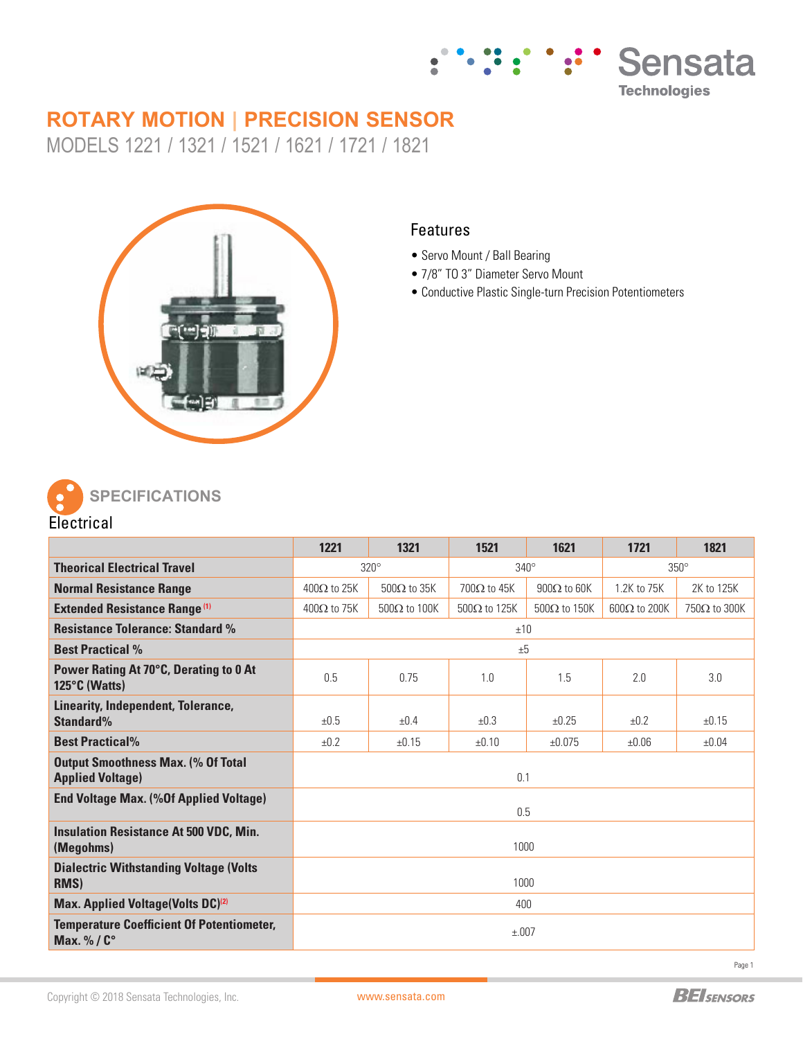# ROTARY MOTION | PRECISION SENSOR

MODELS 1221 / 1321 / 1521 / 1621 / 1721 / 1821

## Features

- Servo Mount / Ball Bearing
- 7/8" TO 3" Diameter Servo Mount
- Conductive Plastic Single-turn Precision Potentiometers

## SPECIFICATIONS

### Electrical

| | 1221 | 1321 | 1521 | 1621 | 1721 | 1821 |
|---|---|---|---|---|---|---|
| **Theorical Electrical Travel** | 320° | | 340° | | 350° | |
| **Normal Resistance Range** | 400Ω to 25K | 500Ω to 35K | 700Ω to 45K | 900Ω to 60K | 1.2K to 75K | 2K to 125K |
| **Extended Resistance Range** [1] | 400Ω to 75K | 500Ω to 100K | 500Ω to 125K | 500Ω to 150K | 600Ω to 200K | 750Ω to 300K |
| **Resistance Tolerance: Standard %** | ±10 | | | | | |
| **Best Practical %** | ±5 | | | | | |
| **Power Rating At 70°C, Derating to 0 At 125°C (Watts)** | 0.5 | 0.75 | 1.0 | 1.5 | 2.0 | 3.0 |
| **Linearity, Independent, Tolerance, Standard%** | ±0.5 | ±0.4 | ±0.3 | ±0.25 | ±0.2 | ±0.15 |
| **Best Practical%** | ±0.2 | ±0.15 | ±0.10 | ±0.075 | ±0.06 | ±0.04 |
| **Output Smoothness Max. (% Of Total Applied Voltage)** | 0.1 | | | | | |
| **End Voltage Max. (%Of Applied Voltage)** | 0.5 | | | | | |
| **Insulation Resistance At 500 VDC, Min. (Megohms)** | 1000 | | | | | |
| **Dialectric Withstanding Voltage (Volts RMS)** | 1000 | | | | | |
| **Max. Applied Voltage(Volts DC)** [2] | 400 | | | | | |
| **Temperature Coefficient Of Potentiometer, Max. % / C°** | ±.007 | | | | | |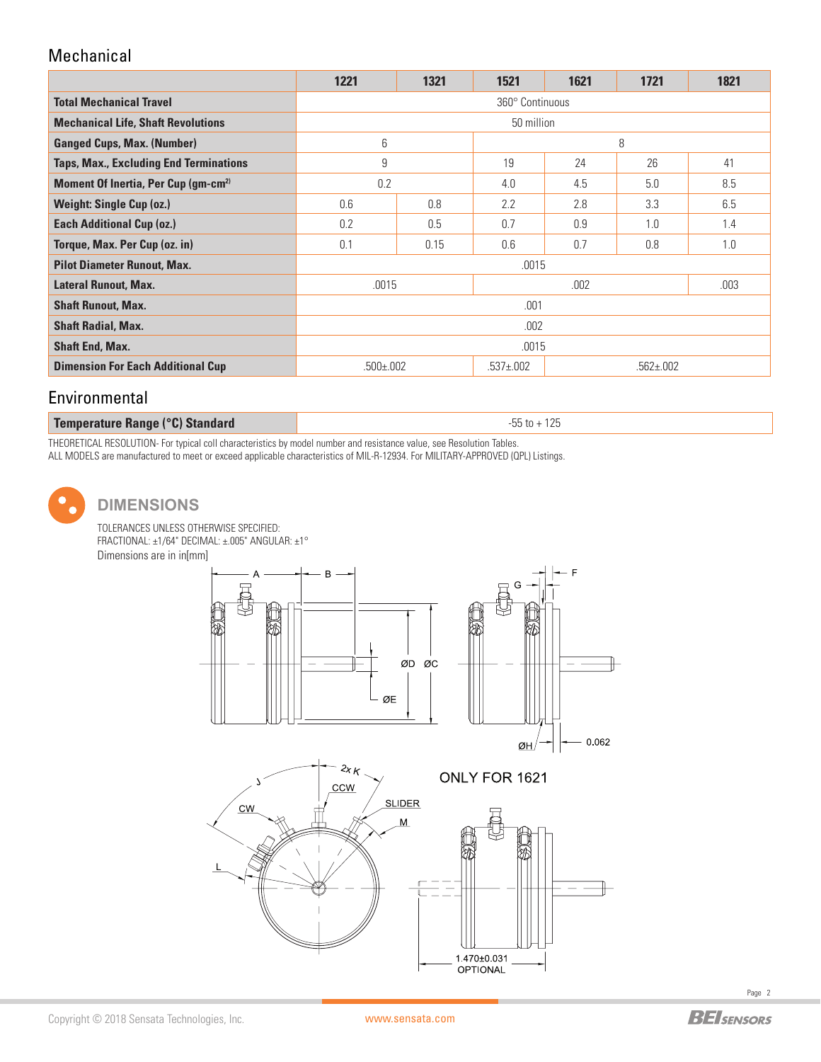## Mechanical

| | 1221 | 1321 | 1521 | 1621 | 1721 | 1821 |
|---|---|---|---|---|---|---|
| **Total Mechanical Travel** | 360° Continuous | | | | | |
| **Mechanical Life, Shaft Revolutions** | 50 million | | | | | |
| **Ganged Cups, Max. (Number)** | 6 | | 8 | | | |
| **Taps, Max., Excluding End Terminations** | 9 | | 19 | 24 | 26 | 41 |
| **Moment Of Inertia, Per Cup (gm-cm²)** | 0.2 | | 4.0 | 4.5 | 5.0 | 8.5 |
| **Weight: Single Cup (oz.)** | 0.6 | 0.8 | 2.2 | 2.8 | 3.3 | 6.5 |
| **Each Additional Cup (oz.)** | 0.2 | 0.5 | 0.7 | 0.9 | 1.0 | 1.4 |
| **Torque, Max. Per Cup (oz. in)** | 0.1 | 0.15 | 0.6 | 0.7 | 0.8 | 1.0 |
| **Pilot Diameter Runout, Max.** | .0015 | | | | | |
| **Lateral Runout, Max.** | .0015 | | .002 | | | .003 |
| **Shaft Runout, Max.** | .001 | | | | | |
| **Shaft Radial, Max.** | .002 | | | | | |
| **Shaft End, Max.** | .0015 | | | | | |
| **Dimension For Each Additional Cup** | .500±.002 | | .537±.002 | .562±.002 | | |

## Environmental

| | |
|---|---|
| **Temperature Range (°C) Standard** | -55 to + 125 |

THEORETICAL RESOLUTION- For typical coil characteristics by model number and resistance value, see Resolution Tables.
ALL MODELS are manufactured to meet or exceed applicable characteristics of MIL-R-12934. For MILITARY-APPROVED (QPL) Listings.

## DIMENSIONS

TOLERANCES UNLESS OTHERWISE SPECIFIED:
FRACTIONAL: ±1/64" DECIMAL: ±.005" ANGULAR: ±1°
Dimensions are in in[mm]

A, B, ØD, ØC, ØE, G, F, ØH, 0.062, 2x K, J, CCW, CW, SLIDER, M, L

ONLY FOR 1621

1.470±0.031
OPTIONAL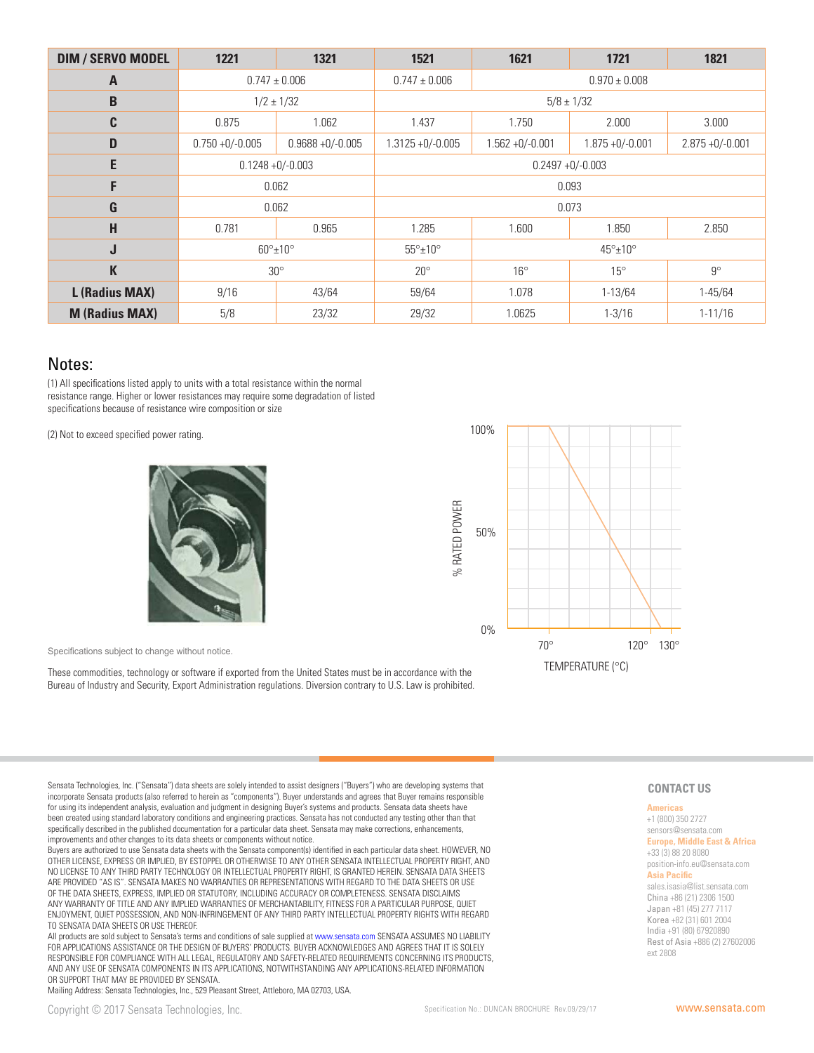| DIM / SERVO MODEL | 1221 | 1321 | 1521 | 1621 | 1721 | 1821 |
|---|---|---|---|---|---|---|
| **A** | 0.747 ± 0.006 | | 0.747 ± 0.006 | 0.970 ± 0.008 | | |
| **B** | 1/2 ± 1/32 | | 5/8 ± 1/32 | | | |
| **C** | 0.875 | 1.062 | 1.437 | 1.750 | 2.000 | 3.000 |
| **D** | 0.750 +0/-0.005 | 0.9688 +0/-0.005 | 1.3125 +0/-0.005 | 1.562 +0/-0.001 | 1.875 +0/-0.001 | 2.875 +0/-0.001 |
| **E** | 0.1248 +0/-0.003 | | 0.2497 +0/-0.003 | | | |
| **F** | 0.062 | | 0.093 | | | |
| **G** | 0.062 | | 0.073 | | | |
| **H** | 0.781 | 0.965 | 1.285 | 1.600 | 1.850 | 2.850 |
| **J** | 60°±10° | | 55°±10° | 45°±10° | | |
| **K** | 30° | | 20° | 16° | 15° | 9° |
| **L (Radius MAX)** | 9/16 | 43/64 | 59/64 | 1.078 | 1-13/64 | 1-45/64 |
| **M (Radius MAX)** | 5/8 | 23/32 | 29/32 | 1.0625 | 1-3/16 | 1-11/16 |

## Notes:

(1) All specifications listed apply to units with a total resistance within the normal resistance range. Higher or lower resistances may require some degradation of listed specifications because of resistance wire composition or size

(2) Not to exceed specified power rating.

100%
50%
0%
% RATED POWER
70°
120°
130°
TEMPERATURE (°C)

Specifications subject to change without notice.

These commodities, technology or software if exported from the United States must be in accordance with the Bureau of Industry and Security, Export Administration regulations. Diversion contrary to U.S. Law is prohibited.

Sensata Technologies, Inc. ("Sensata") data sheets are solely intended to assist designers ("Buyers") who are developing systems that incorporate Sensata products (also referred to herein as "components"). Buyer understands and agrees that Buyer remains responsible for using its independent analysis, evaluation and judgment in designing Buyer's systems and products. Sensata data sheets have been created using standard laboratory conditions and engineering practices. Sensata has not conducted any testing other than that specifically described in the published documentation for a particular data sheet. Sensata may make corrections, enhancements, improvements and other changes to its data sheets or components without notice.

Buyers are authorized to use Sensata data sheets with the Sensata component(s) identified in each particular data sheet. HOWEVER, NO OTHER LICENSE, EXPRESS OR IMPLIED, BY ESTOPPEL OR OTHERWISE TO ANY OTHER SENSATA INTELLECTUAL PROPERTY RIGHT, AND NO LICENSE TO ANY THIRD PARTY TECHNOLOGY OR INTELLECTUAL PROPERTY RIGHT, IS GRANTED HEREIN. SENSATA DATA SHEETS ARE PROVIDED "AS IS". SENSATA MAKES NO WARRANTIES OR REPRESENTATIONS WITH REGARD TO THE DATA SHEETS OR USE OF THE DATA SHEETS, EXPRESS, IMPLIED OR STATUTORY, INCLUDING ACCURACY OR COMPLETENESS. SENSATA DISCLAIMS ANY WARRANTY OF TITLE AND ANY IMPLIED WARRANTIES OF MERCHANTABILITY, FITNESS FOR A PARTICULAR PURPOSE, QUIET ENJOYMENT, QUIET POSSESSION, AND NON-INFRINGEMENT OF ANY THIRD PARTY INTELLECTUAL PROPERTY RIGHTS WITH REGARD TO SENSATA DATA SHEETS OR USE THEREOF.

All products are sold subject to Sensata's terms and conditions of sale supplied at www.sensata.com SENSATA ASSUMES NO LIABILITY FOR APPLICATIONS ASSISTANCE OR THE DESIGN OF BUYERS' PRODUCTS. BUYER ACKNOWLEDGES AND AGREES THAT IT IS SOLELY RESPONSIBLE FOR COMPLIANCE WITH ALL LEGAL, REGULATORY AND SAFETY-RELATED REQUIREMENTS CONCERNING ITS PRODUCTS, AND ANY USE OF SENSATA COMPONENTS IN ITS APPLICATIONS, NOTWITHSTANDING ANY APPLICATIONS-RELATED INFORMATION OR SUPPORT THAT MAY BE PROVIDED BY SENSATA.

Mailing Address: Sensata Technologies, Inc., 529 Pleasant Street, Attleboro, MA 02703, USA.

### CONTACT US

**Americas**
+1 (800) 350 2727
sensors@sensata.com

**Europe, Middle East & Africa**
+33 (3) 88 20 8080
position-info.eu@sensata.com

**Asia Pacific**
sales.isasia@list.sensata.com
China +86 (21) 2306 1500
Japan +81 (45) 277 7117
Korea +82 (31) 601 2004
India +91 (80) 67920890
Rest of Asia +886 (2) 27602006 ext 2808

Copyright © 2017 Sensata Technologies, Inc.

Specification No.: DUNCAN BROCHURE Rev.09/29/17

www.sensata.com